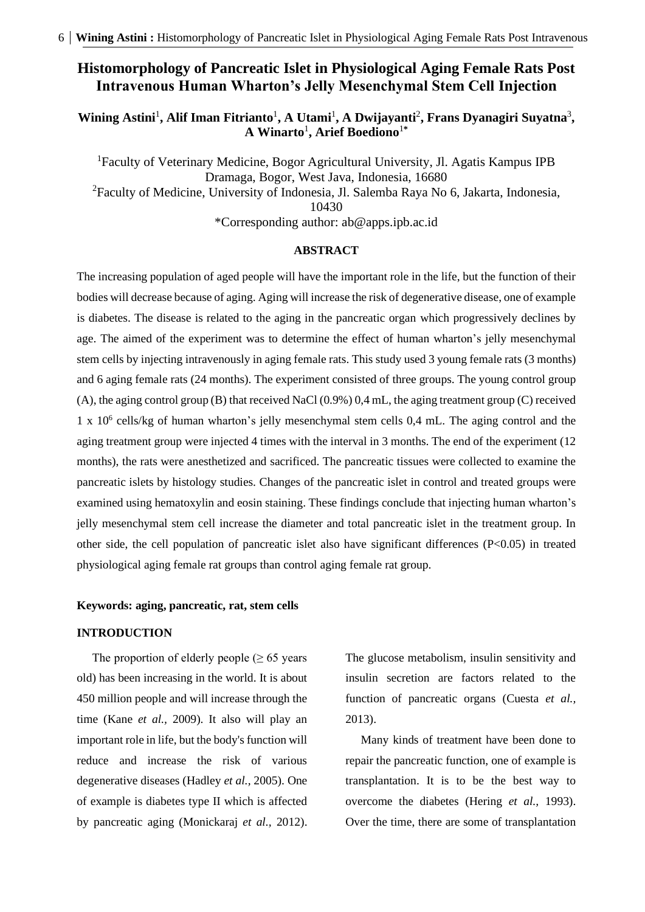# Histomorphology of Pancreatic Islet in Physiological Aging Female Rats Post Intravenous Human Wharton's Jelly Mesenchymal Stem Cell Injection

**Wining Astini[1], Alif Iman Fitrianto[1], A Utami[1], A Dwijayanti[2], Frans Dyanagiri Suyatna[3], A Winarto[1], Arief Boediono[1*]**

[1]Faculty of Veterinary Medicine, Bogor Agricultural University, Jl. Agatis Kampus IPB Dramaga, Bogor, West Java, Indonesia, 16680

[2]Faculty of Medicine, University of Indonesia, Jl. Salemba Raya No 6, Jakarta, Indonesia, 10430

*Corresponding author: ab@apps.ipb.ac.id

## ABSTRACT

The increasing population of aged people will have the important role in the life, but the function of their bodies will decrease because of aging. Aging will increase the risk of degenerative disease, one of example is diabetes. The disease is related to the aging in the pancreatic organ which progressively declines by age. The aimed of the experiment was to determine the effect of human wharton's jelly mesenchymal stem cells by injecting intravenously in aging female rats. This study used 3 young female rats (3 months) and 6 aging female rats (24 months). The experiment consisted of three groups. The young control group (A), the aging control group (B) that received NaCl (0.9%) 0,4 mL, the aging treatment group (C) received $1 \times 10^6$ cells/kg of human wharton's jelly mesenchymal stem cells 0,4 mL. The aging control and the aging treatment group were injected 4 times with the interval in 3 months. The end of the experiment (12 months), the rats were anesthetized and sacrificed. The pancreatic tissues were collected to examine the pancreatic islets by histology studies. Changes of the pancreatic islet in control and treated groups were examined using hematoxylin and eosin staining. These findings conclude that injecting human wharton's jelly mesenchymal stem cell increase the diameter and total pancreatic islet in the treatment group. In other side, the cell population of pancreatic islet also have significant differences ($P<0.05$) in treated physiological aging female rat groups than control aging female rat group.

**Keywords: aging, pancreatic, rat, stem cells**

## INTRODUCTION

The proportion of elderly people (≥ 65 years old) has been increasing in the world. It is about 450 million people and will increase through the time (Kane *et al.,* 2009). It also will play an important role in life, but the body's function will reduce and increase the risk of various degenerative diseases (Hadley *et al.,* 2005). One of example is diabetes type II which is affected by pancreatic aging (Monickaraj *et al.,* 2012). The glucose metabolism, insulin sensitivity and insulin secretion are factors related to the function of pancreatic organs (Cuesta *et al.,* 2013).

Many kinds of treatment have been done to repair the pancreatic function, one of example is transplantation. It is to be the best way to overcome the diabetes (Hering *et al.,* 1993). Over the time, there are some of transplantation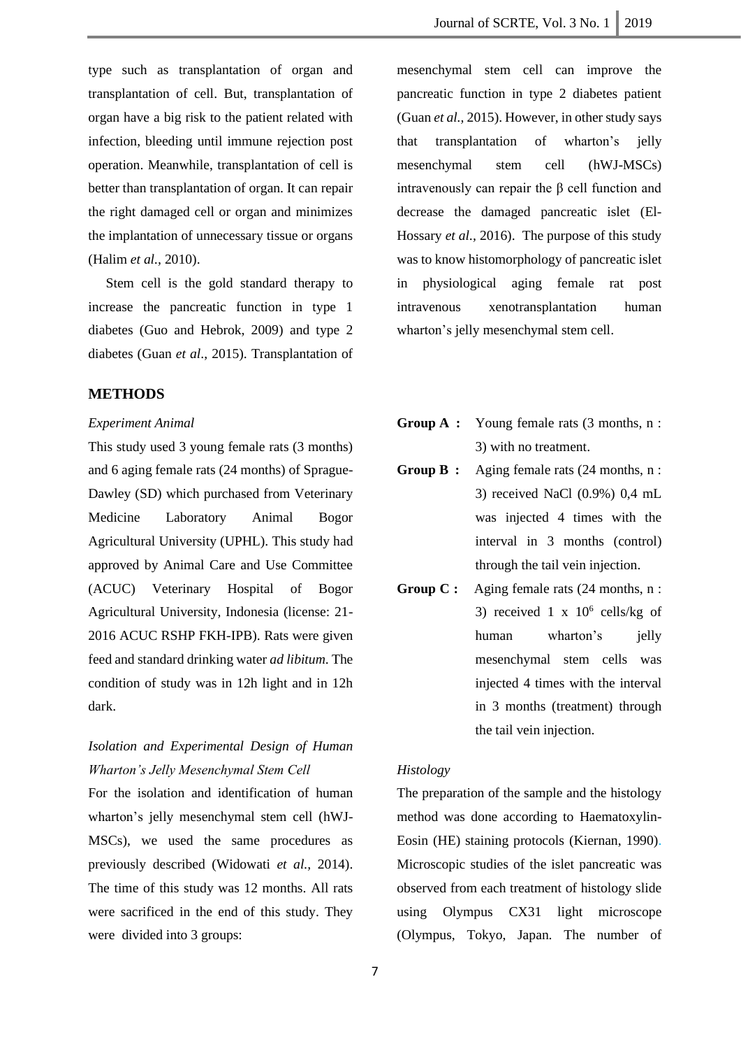type such as transplantation of organ and transplantation of cell. But, transplantation of organ have a big risk to the patient related with infection, bleeding until immune rejection post operation. Meanwhile, transplantation of cell is better than transplantation of organ. It can repair the right damaged cell or organ and minimizes the implantation of unnecessary tissue or organs (Halim *et al.*, 2010).

Stem cell is the gold standard therapy to increase the pancreatic function in type 1 diabetes (Guo and Hebrok, 2009) and type 2 diabetes (Guan *et al*., 2015). Transplantation of mesenchymal stem cell can improve the pancreatic function in type 2 diabetes patient (Guan *et al.,* 2015). However, in other study says that transplantation of wharton's jelly mesenchymal stem cell (hWJ-MSCs) intravenously can repair the β cell function and decrease the damaged pancreatic islet (El-Hossary *et al.,* 2016). The purpose of this study was to know histomorphology of pancreatic islet in physiological aging female rat post intravenous xenotransplantation human wharton's jelly mesenchymal stem cell.

## METHODS

*Experiment Animal*

This study used 3 young female rats (3 months) and 6 aging female rats (24 months) of Sprague-Dawley (SD) which purchased from Veterinary Medicine Laboratory Animal Bogor Agricultural University (UPHL). This study had approved by Animal Care and Use Committee (ACUC) Veterinary Hospital of Bogor Agricultural University, Indonesia (license: 21-2016 ACUC RSHP FKH-IPB). Rats were given feed and standard drinking water *ad libitum.* The condition of study was in 12h light and in 12h dark.

*Isolation and Experimental Design of Human Wharton's Jelly Mesenchymal Stem Cell*

For the isolation and identification of human wharton's jelly mesenchymal stem cell (hWJ-MSCs), we used the same procedures as previously described (Widowati *et al.,* 2014). The time of this study was 12 months. All rats were sacrificed in the end of this study. They were divided into 3 groups:

**Group A :** Young female rats (3 months, n : 3) with no treatment.

**Group B :** Aging female rats (24 months, n : 3) received NaCl (0.9%) 0,4 mL was injected 4 times with the interval in 3 months (control) through the tail vein injection.

**Group C :** Aging female rats (24 months, n : 3) received 1 x $10^6$ cells/kg of human wharton's jelly mesenchymal stem cells was injected 4 times with the interval in 3 months (treatment) through the tail vein injection.

*Histology*

The preparation of the sample and the histology method was done according to Haematoxylin-Eosin (HE) staining protocols (Kiernan, 1990). Microscopic studies of the islet pancreatic was observed from each treatment of histology slide using Olympus CX31 light microscope (Olympus, Tokyo, Japan. The number of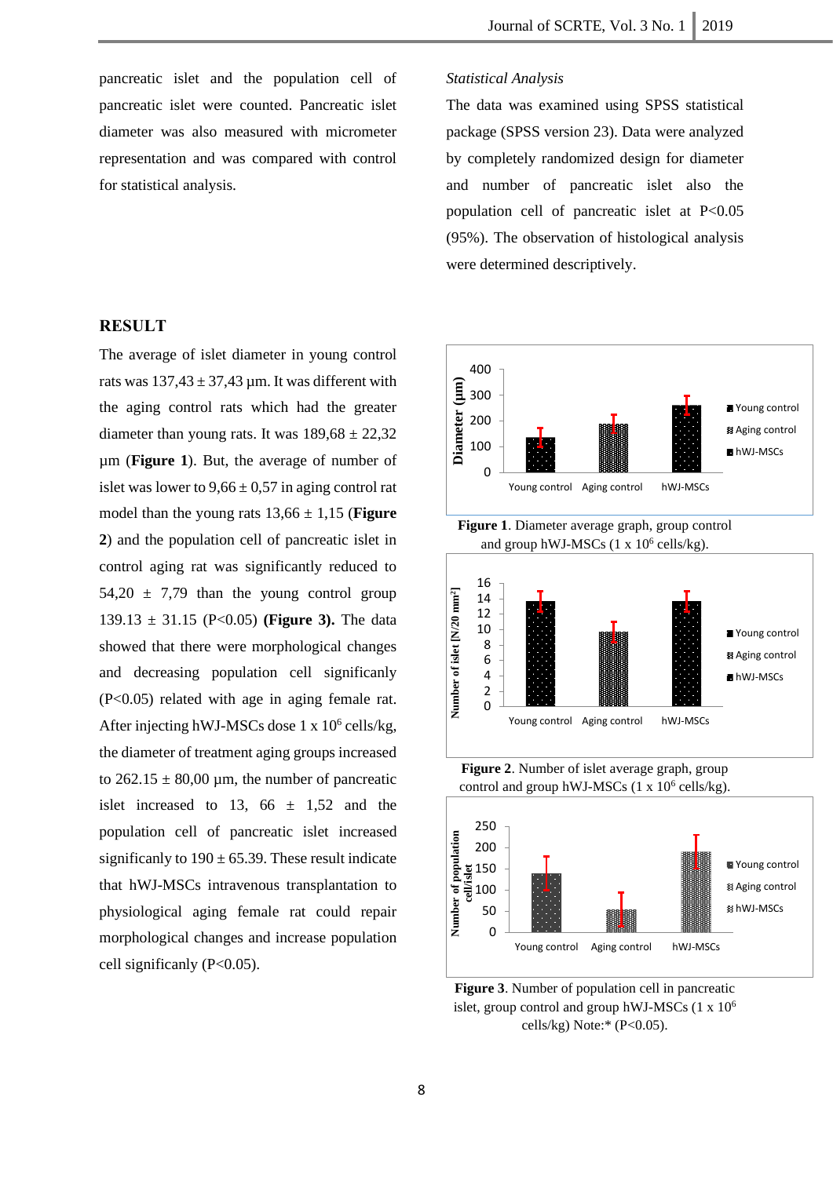pancreatic islet and the population cell of pancreatic islet were counted. Pancreatic islet diameter was also measured with micrometer representation and was compared with control for statistical analysis.

*Statistical Analysis*

The data was examined using SPSS statistical package (SPSS version 23). Data were analyzed by completely randomized design for diameter and number of pancreatic islet also the population cell of pancreatic islet at P<0.05 (95%). The observation of histological analysis were determined descriptively.

## RESULT

The average of islet diameter in young control rats was 137,43 ± 37,43 µm. It was different with the aging control rats which had the greater diameter than young rats. It was 189,68 ± 22,32 µm (**Figure 1**). But, the average of number of islet was lower to 9,66 ± 0,57 in aging control rat model than the young rats 13,66 ± 1,15 (**Figure 2**) and the population cell of pancreatic islet in control aging rat was significantly reduced to 54,20 ± 7,79 than the young control group 139.13 ± 31.15 (P<0.05) **(Figure 3).** The data showed that there were morphological changes and decreasing population cell significanly (P<0.05) related with age in aging female rat. After injecting hWJ-MSCs dose 1 x $10^6$ cells/kg, the diameter of treatment aging groups increased to 262.15 ± 80,00 µm, the number of pancreatic islet increased to 13, 66 ± 1,52 and the population cell of pancreatic islet increased significanly to 190 ± 65.39. These result indicate that hWJ-MSCs intravenous transplantation to physiological aging female rat could repair morphological changes and increase population cell significanly (P<0.05).

**Figure 1**. Diameter average graph, group control and group hWJ-MSCs (1 x $10^6$ cells/kg).

**Figure 2**. Number of islet average graph, group control and group hWJ-MSCs (1 x $10^6$ cells/kg).

**Figure 3**. Number of population cell in pancreatic islet, group control and group hWJ-MSCs (1 x $10^6$ cells/kg) Note:* (P<0.05).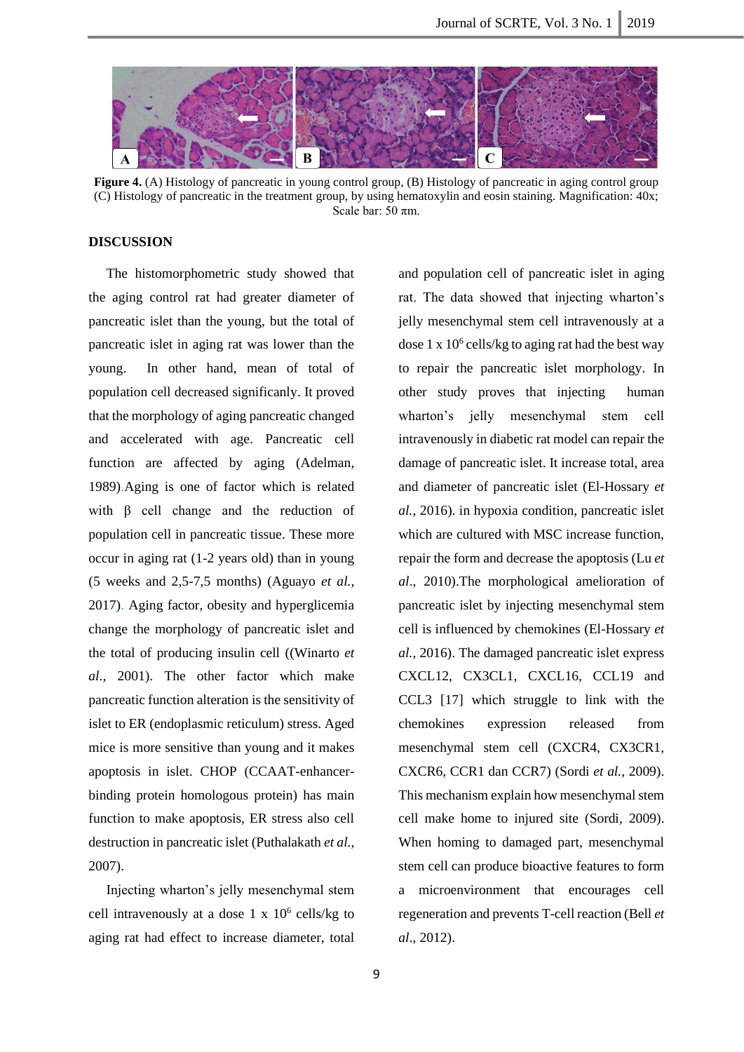**Figure 4.** (A) Histology of pancreatic in young control group, (B) Histology of pancreatic in aging control group (C) Histology of pancreatic in the treatment group, by using hematoxylin and eosin staining. Magnification: 40x; Scale bar: 50 πm.

## DISCUSSION

The histomorphometric study showed that the aging control rat had greater diameter of pancreatic islet than the young, but the total of pancreatic islet in aging rat was lower than the young. In other hand, mean of total of population cell decreased significanly. It proved that the morphology of aging pancreatic changed and accelerated with age. Pancreatic cell function are affected by aging (Adelman, 1989).Aging is one of factor which is related with β cell change and the reduction of population cell in pancreatic tissue. These more occur in aging rat (1-2 years old) than in young (5 weeks and 2,5-7,5 months) (Aguayo *et al.,* 2017). Aging factor, obesity and hyperglicemia change the morphology of pancreatic islet and the total of producing insulin cell ((Winarto *et al.,* 2001). The other factor which make pancreatic function alteration is the sensitivity of islet to ER (endoplasmic reticulum) stress. Aged mice is more sensitive than young and it makes apoptosis in islet. CHOP (CCAAT-enhancer-binding protein homologous protein) has main function to make apoptosis, ER stress also cell destruction in pancreatic islet (Puthalakath *et al.,* 2007).

Injecting wharton's jelly mesenchymal stem cell intravenously at a dose 1 x $10^6$ cells/kg to aging rat had effect to increase diameter, total and population cell of pancreatic islet in aging rat. The data showed that injecting wharton's jelly mesenchymal stem cell intravenously at a dose 1 x $10^6$ cells/kg to aging rat had the best way to repair the pancreatic islet morphology. In other study proves that injecting human wharton's jelly mesenchymal stem cell intravenously in diabetic rat model can repair the damage of pancreatic islet. It increase total, area and diameter of pancreatic islet (El-Hossary *et al.,* 2016). in hypoxia condition, pancreatic islet which are cultured with MSC increase function, repair the form and decrease the apoptosis (Lu *et al*., 2010).The morphological amelioration of pancreatic islet by injecting mesenchymal stem cell is influenced by chemokines (El-Hossary *et al.,* 2016). The damaged pancreatic islet express CXCL12, CX3CL1, CXCL16, CCL19 and CCL3 [17] which struggle to link with the chemokines expression released from mesenchymal stem cell (CXCR4, CX3CR1, CXCR6, CCR1 dan CCR7) (Sordi *et al.,* 2009). This mechanism explain how mesenchymal stem cell make home to injured site (Sordi, 2009). When homing to damaged part, mesenchymal stem cell can produce bioactive features to form a microenvironment that encourages cell regeneration and prevents T-cell reaction (Bell *et al*., 2012).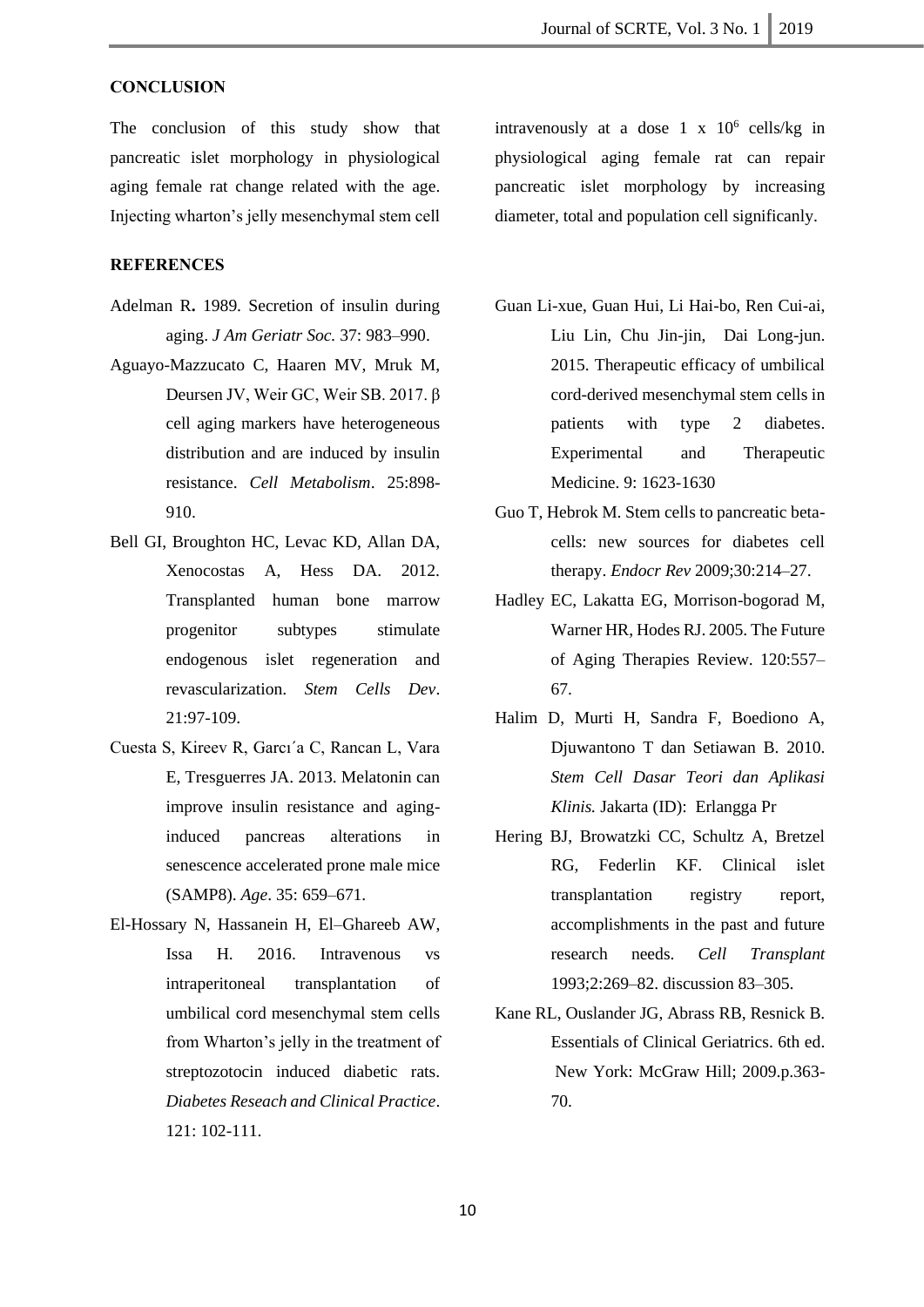## CONCLUSION

The conclusion of this study show that pancreatic islet morphology in physiological aging female rat change related with the age. Injecting wharton's jelly mesenchymal stem cell intravenously at a dose 1 x $10^6$ cells/kg in physiological aging female rat can repair pancreatic islet morphology by increasing diameter, total and population cell significanly.

## REFERENCES

Adelman R**.** 1989. Secretion of insulin during aging. *J Am Geriatr Soc.* 37: 983–990.

Aguayo-Mazzucato C, Haaren MV, Mruk M, Deursen JV, Weir GC, Weir SB. 2017. β cell aging markers have heterogeneous distribution and are induced by insulin resistance. *Cell Metabolism*. 25:898-910.

Bell GI, Broughton HC, Levac KD, Allan DA, Xenocostas A, Hess DA. 2012. Transplanted human bone marrow progenitor subtypes stimulate endogenous islet regeneration and revascularization. *Stem Cells Dev*. 21:97-109.

Cuesta S, Kireev R, Garcı´a C, Rancan L, Vara E, Tresguerres JA. 2013. Melatonin can improve insulin resistance and aging-induced pancreas alterations in senescence accelerated prone male mice (SAMP8). *Age*. 35: 659–671.

El-Hossary N, Hassanein H, El–Ghareeb AW, Issa H. 2016. Intravenous vs intraperitoneal transplantation of umbilical cord mesenchymal stem cells from Wharton's jelly in the treatment of streptozotocin induced diabetic rats. *Diabetes Reseach and Clinical Practice*. 121: 102-111.

Guan Li-xue, Guan Hui, Li Hai-bo, Ren Cui-ai, Liu Lin, Chu Jin-jin, Dai Long-jun. 2015. Therapeutic efficacy of umbilical cord-derived mesenchymal stem cells in patients with type 2 diabetes. Experimental and Therapeutic Medicine. 9: 1623-1630

Guo T, Hebrok M. Stem cells to pancreatic beta-cells: new sources for diabetes cell therapy. *Endocr Rev* 2009;30:214–27.

Hadley EC, Lakatta EG, Morrison-bogorad M, Warner HR, Hodes RJ. 2005. The Future of Aging Therapies Review. 120:557–67.

Halim D, Murti H, Sandra F, Boediono A, Djuwantono T dan Setiawan B. 2010. *Stem Cell Dasar Teori dan Aplikasi Klinis.* Jakarta (ID): Erlangga Pr

Hering BJ, Browatzki CC, Schultz A, Bretzel RG, Federlin KF. Clinical islet transplantation registry report, accomplishments in the past and future research needs. *Cell Transplant* 1993;2:269–82. discussion 83–305.

Kane RL, Ouslander JG, Abrass RB, Resnick B. Essentials of Clinical Geriatrics. 6th ed. New York: McGraw Hill; 2009.p.363-70.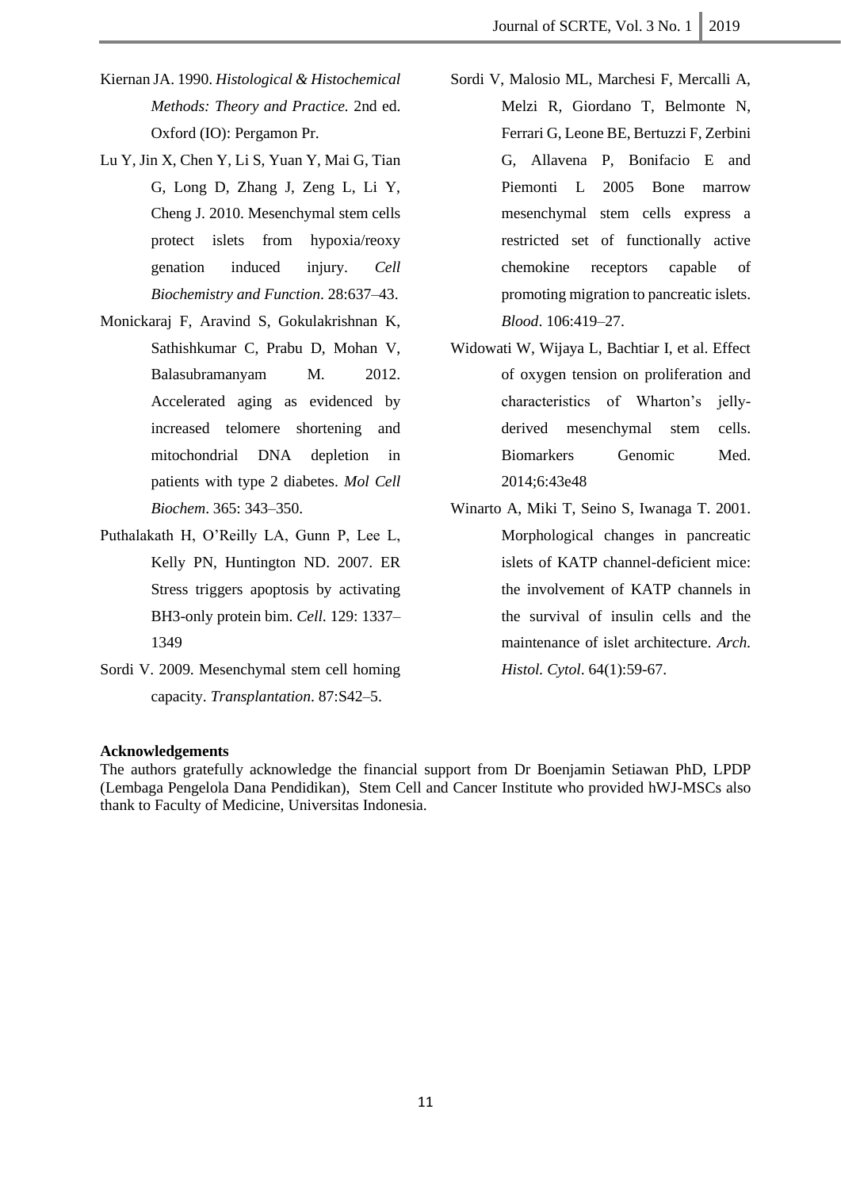Kiernan JA. 1990. *Histological & Histochemical Methods: Theory and Practice.* 2nd ed. Oxford (IO): Pergamon Pr.

Lu Y, Jin X, Chen Y, Li S, Yuan Y, Mai G, Tian G, Long D, Zhang J, Zeng L, Li Y, Cheng J. 2010. Mesenchymal stem cells protect islets from hypoxia/reoxy genation induced injury. *Cell Biochemistry and Function*. 28:637–43.

Monickaraj F, Aravind S, Gokulakrishnan K, Sathishkumar C, Prabu D, Mohan V, Balasubramanyam M. 2012. Accelerated aging as evidenced by increased telomere shortening and mitochondrial DNA depletion in patients with type 2 diabetes. *Mol Cell Biochem*. 365: 343–350.

Puthalakath H, O'Reilly LA, Gunn P, Lee L, Kelly PN, Huntington ND. 2007. ER Stress triggers apoptosis by activating BH3-only protein bim. *Cell*. 129: 1337–1349

Sordi V. 2009. Mesenchymal stem cell homing capacity. *Transplantation*. 87:S42–5.

Sordi V, Malosio ML, Marchesi F, Mercalli A, Melzi R, Giordano T, Belmonte N, Ferrari G, Leone BE, Bertuzzi F, Zerbini G, Allavena P, Bonifacio E and Piemonti L 2005 Bone marrow mesenchymal stem cells express a restricted set of functionally active chemokine receptors capable of promoting migration to pancreatic islets. *Blood*. 106:419–27.

Widowati W, Wijaya L, Bachtiar I, et al. Effect of oxygen tension on proliferation and characteristics of Wharton's jelly-derived mesenchymal stem cells. Biomarkers Genomic Med. 2014;6:43e48

Winarto A, Miki T, Seino S, Iwanaga T. 2001. Morphological changes in pancreatic islets of KATP channel-deficient mice: the involvement of KATP channels in the survival of insulin cells and the maintenance of islet architecture. *Arch. Histol. Cytol*. 64(1):59-67.

**Acknowledgements**

The authors gratefully acknowledge the financial support from Dr Boenjamin Setiawan PhD, LPDP (Lembaga Pengelola Dana Pendidikan), Stem Cell and Cancer Institute who provided hWJ-MSCs also thank to Faculty of Medicine, Universitas Indonesia.